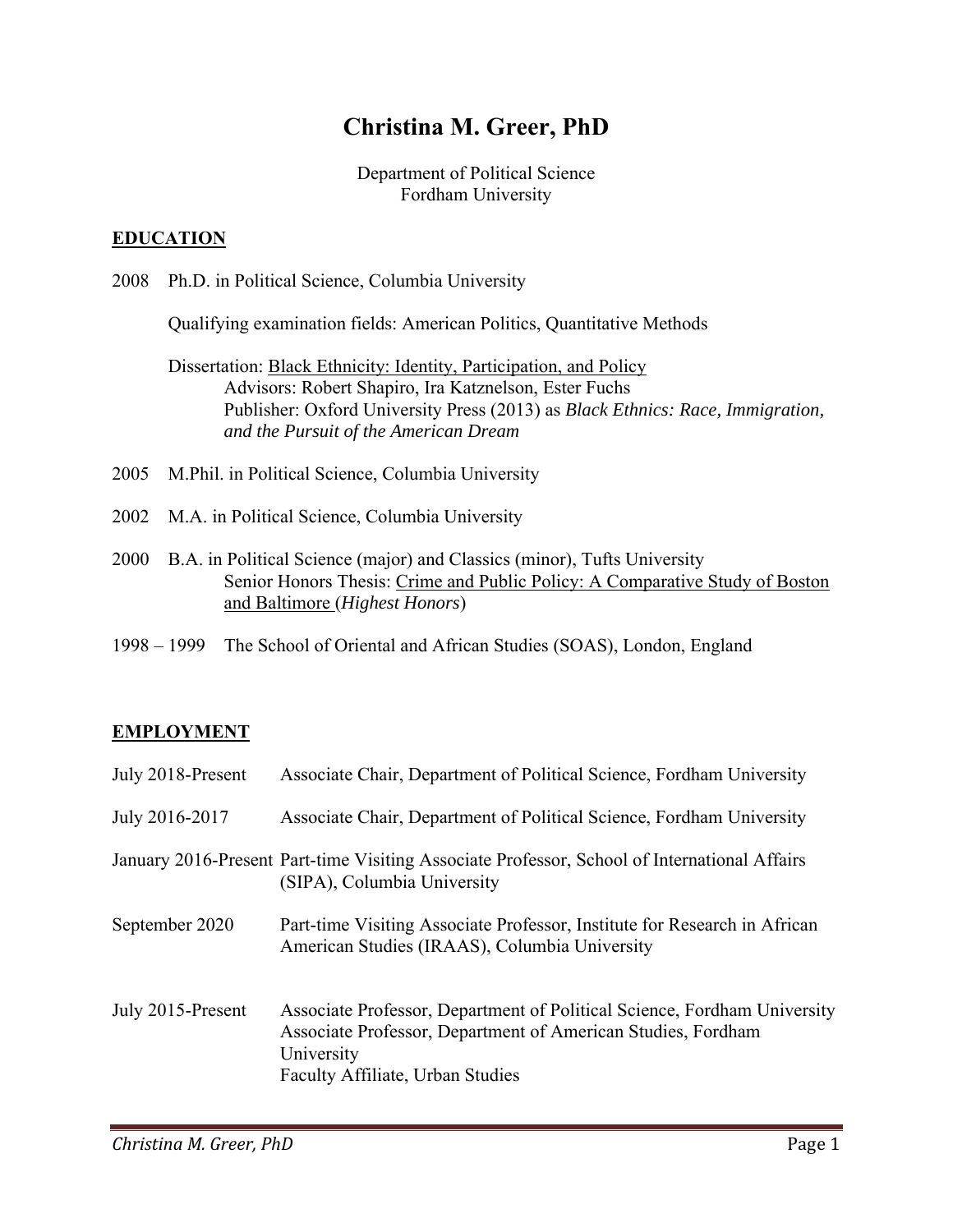# Christina M. Greer, PhD

Department of Political Science
Fordham University

## EDUCATION

2008 Ph.D. in Political Science, Columbia University

Qualifying examination fields: American Politics, Quantitative Methods

Dissertation: Black Ethnicity: Identity, Participation, and Policy
Advisors: Robert Shapiro, Ira Katznelson, Ester Fuchs
Publisher: Oxford University Press (2013) as *Black Ethnics: Race, Immigration, and the Pursuit of the American Dream*

2005 M.Phil. in Political Science, Columbia University

2002 M.A. in Political Science, Columbia University

2000 B.A. in Political Science (major) and Classics (minor), Tufts University
Senior Honors Thesis: Crime and Public Policy: A Comparative Study of Boston and Baltimore (*Highest Honors*)

1998 – 1999 The School of Oriental and African Studies (SOAS), London, England

## EMPLOYMENT

July 2018-Present Associate Chair, Department of Political Science, Fordham University

July 2016-2017 Associate Chair, Department of Political Science, Fordham University

January 2016-Present Part-time Visiting Associate Professor, School of International Affairs (SIPA), Columbia University

September 2020 Part-time Visiting Associate Professor, Institute for Research in African American Studies (IRAAS), Columbia University

July 2015-Present Associate Professor, Department of Political Science, Fordham University
Associate Professor, Department of American Studies, Fordham University
Faculty Affiliate, Urban Studies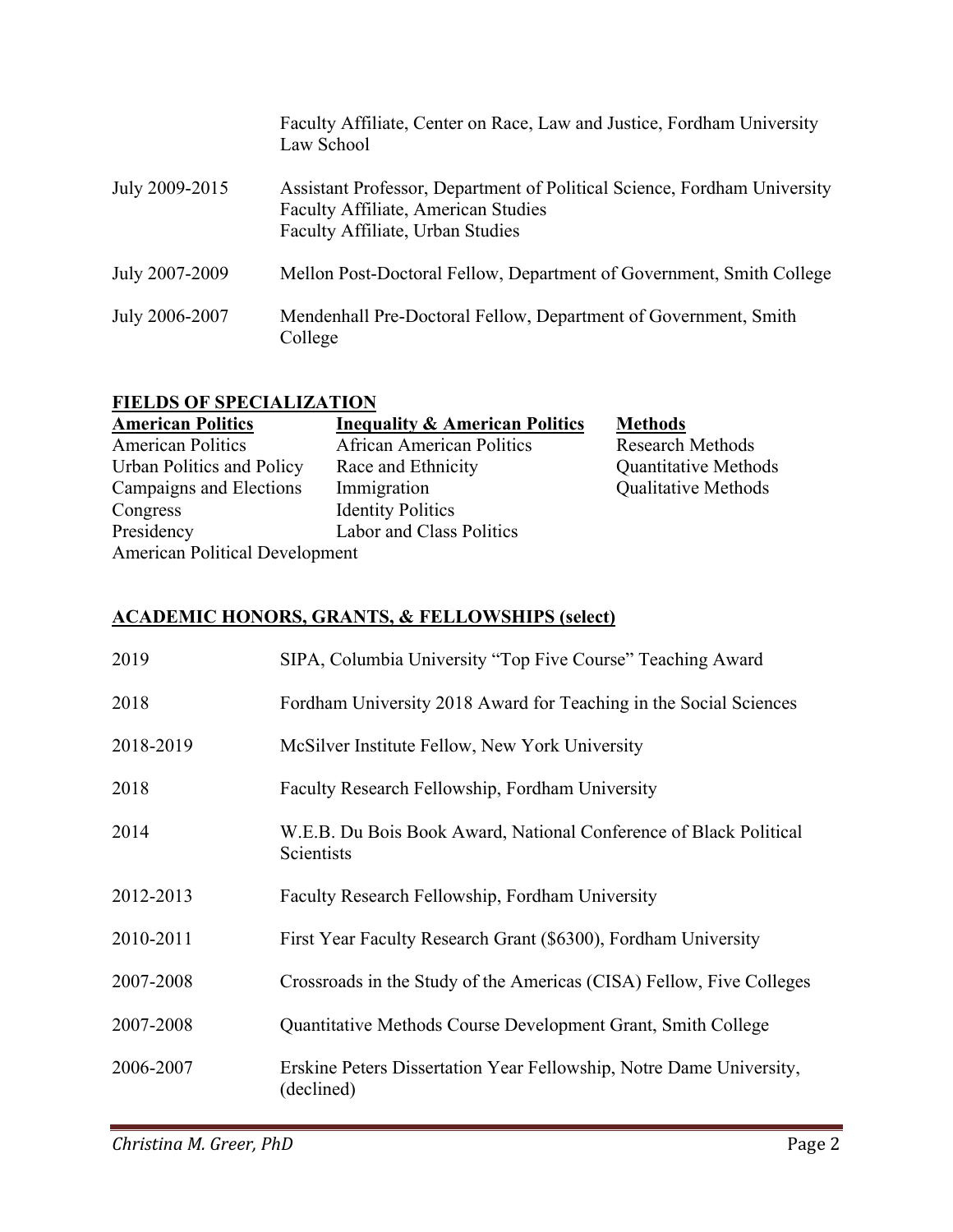| | |
|---|---|
| | Faculty Affiliate, Center on Race, Law and Justice, Fordham University Law School |
| July 2009-2015 | Assistant Professor, Department of Political Science, Fordham University<br>Faculty Affiliate, American Studies<br>Faculty Affiliate, Urban Studies |
| July 2007-2009 | Mellon Post-Doctoral Fellow, Department of Government, Smith College |
| July 2006-2007 | Mendenhall Pre-Doctoral Fellow, Department of Government, Smith College |

## FIELDS OF SPECIALIZATION

| **American Politics** | **Inequality & American Politics** | **Methods** |
|---|---|---|
| American Politics | African American Politics | Research Methods |
| Urban Politics and Policy | Race and Ethnicity | Quantitative Methods |
| Campaigns and Elections | Immigration | Qualitative Methods |
| Congress | Identity Politics | |
| Presidency | Labor and Class Politics | |
| American Political Development | | |

## ACADEMIC HONORS, GRANTS, & FELLOWSHIPS (select)

| | |
|---|---|
| 2019 | SIPA, Columbia University "Top Five Course" Teaching Award |
| 2018 | Fordham University 2018 Award for Teaching in the Social Sciences |
| 2018-2019 | McSilver Institute Fellow, New York University |
| 2018 | Faculty Research Fellowship, Fordham University |
| 2014 | W.E.B. Du Bois Book Award, National Conference of Black Political Scientists |
| 2012-2013 | Faculty Research Fellowship, Fordham University |
| 2010-2011 | First Year Faculty Research Grant ($6300), Fordham University |
| 2007-2008 | Crossroads in the Study of the Americas (CISA) Fellow, Five Colleges |
| 2007-2008 | Quantitative Methods Course Development Grant, Smith College |
| 2006-2007 | Erskine Peters Dissertation Year Fellowship, Notre Dame University, (declined) |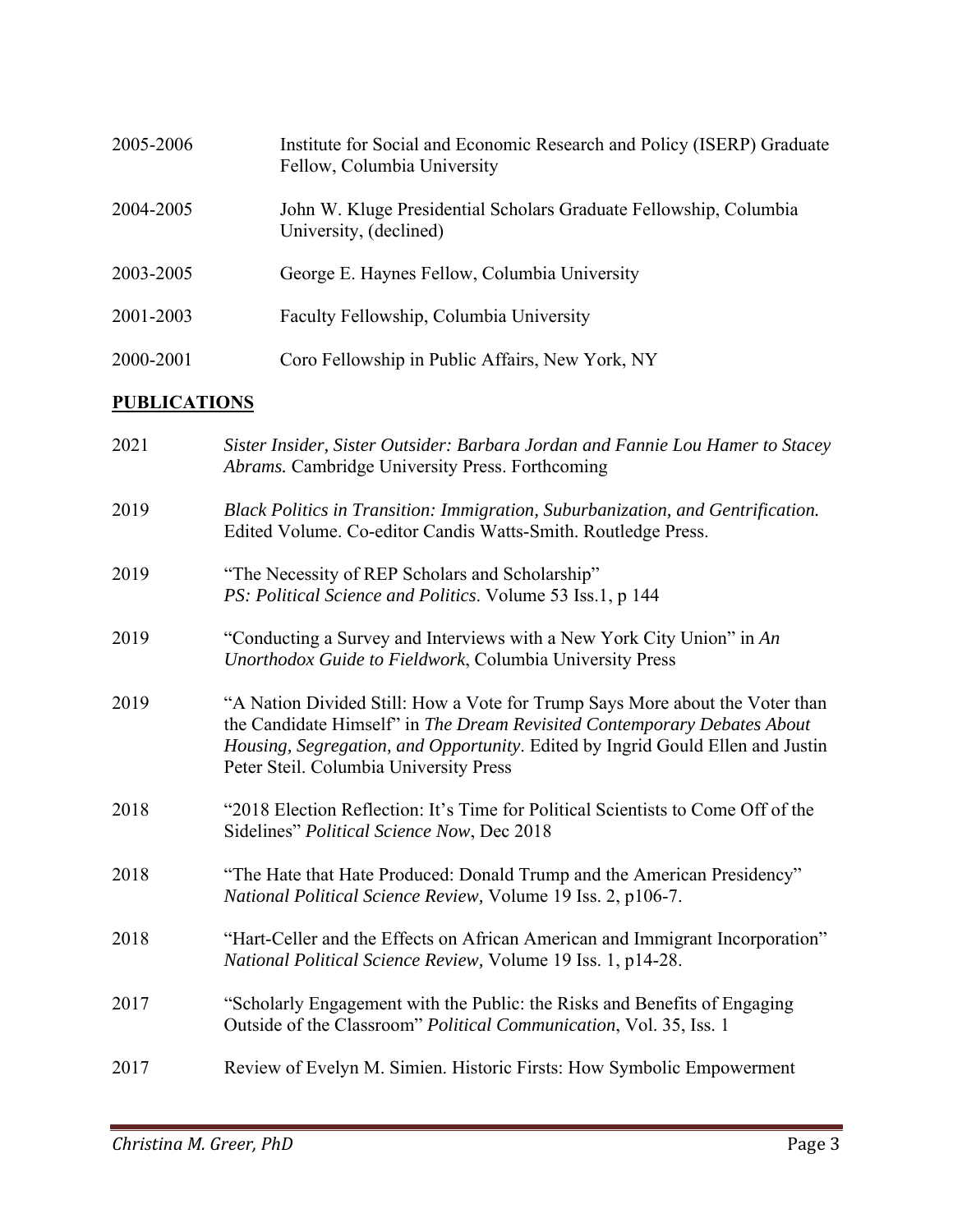2005-2006 Institute for Social and Economic Research and Policy (ISERP) Graduate Fellow, Columbia University

2004-2005 John W. Kluge Presidential Scholars Graduate Fellowship, Columbia University, (declined)

2003-2005 George E. Haynes Fellow, Columbia University

2001-2003 Faculty Fellowship, Columbia University

2000-2001 Coro Fellowship in Public Affairs, New York, NY

## PUBLICATIONS

2021 *Sister Insider, Sister Outsider: Barbara Jordan and Fannie Lou Hamer to Stacey Abrams.* Cambridge University Press. Forthcoming

2019 *Black Politics in Transition: Immigration, Suburbanization, and Gentrification.* Edited Volume. Co-editor Candis Watts-Smith. Routledge Press.

2019 "The Necessity of REP Scholars and Scholarship" *PS: Political Science and Politics*. Volume 53 Iss.1, p 144

2019 "Conducting a Survey and Interviews with a New York City Union" in *An Unorthodox Guide to Fieldwork*, Columbia University Press

2019 "A Nation Divided Still: How a Vote for Trump Says More about the Voter than the Candidate Himself" in *The Dream Revisited Contemporary Debates About Housing, Segregation, and Opportunity*. Edited by Ingrid Gould Ellen and Justin Peter Steil. Columbia University Press

2018 "2018 Election Reflection: It's Time for Political Scientists to Come Off of the Sidelines" *Political Science Now*, Dec 2018

2018 "The Hate that Hate Produced: Donald Trump and the American Presidency" *National Political Science Review,* Volume 19 Iss. 2, p106-7.

2018 "Hart-Celler and the Effects on African American and Immigrant Incorporation" *National Political Science Review,* Volume 19 Iss. 1, p14-28.

2017 "Scholarly Engagement with the Public: the Risks and Benefits of Engaging Outside of the Classroom" *Political Communication*, Vol. 35, Iss. 1

2017 Review of Evelyn M. Simien. Historic Firsts: How Symbolic Empowerment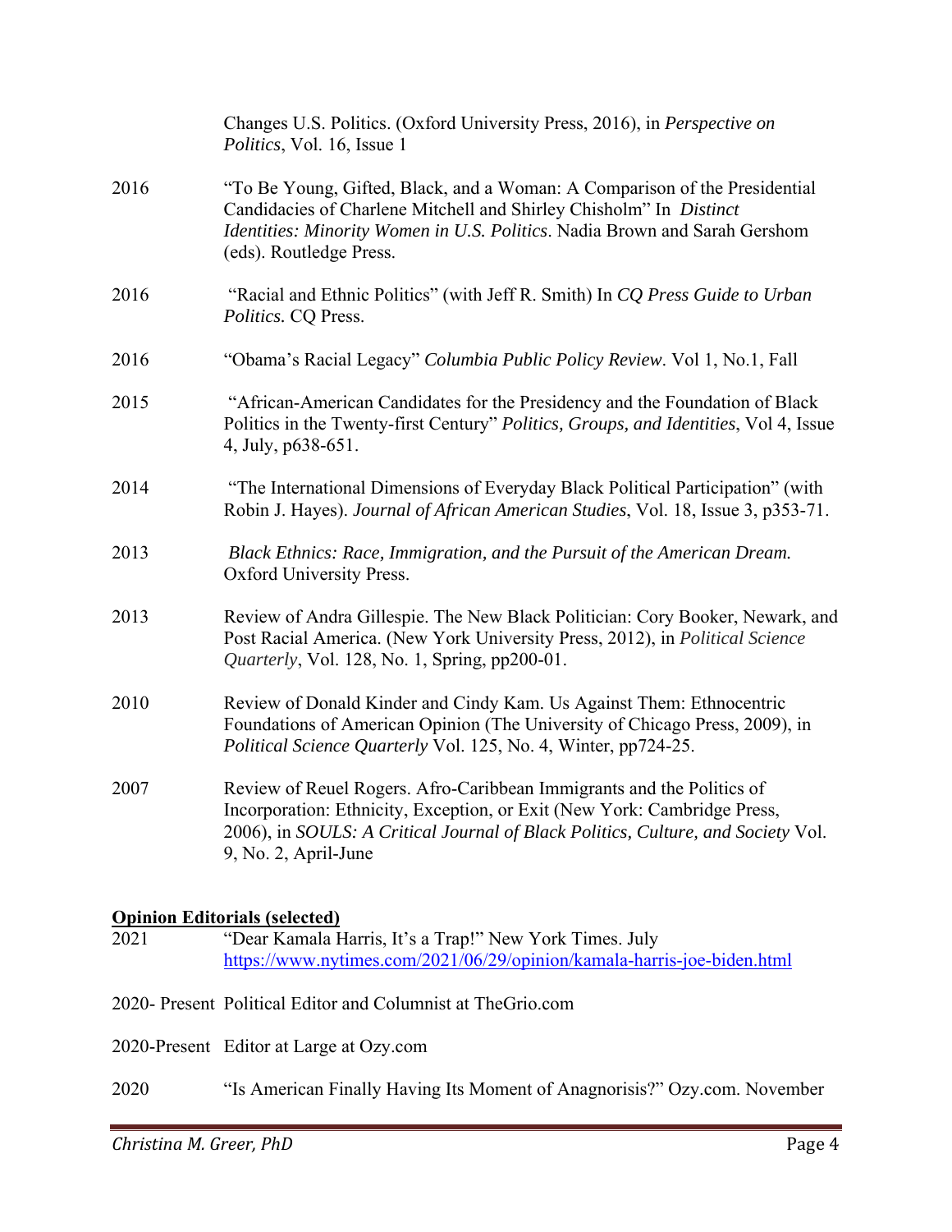Changes U.S. Politics. (Oxford University Press, 2016), in *Perspective on Politics*, Vol. 16, Issue 1

2016 "To Be Young, Gifted, Black, and a Woman: A Comparison of the Presidential Candidacies of Charlene Mitchell and Shirley Chisholm" In *Distinct Identities: Minority Women in U.S. Politics*. Nadia Brown and Sarah Gershom (eds). Routledge Press.

2016 "Racial and Ethnic Politics" (with Jeff R. Smith) In *CQ Press Guide to Urban Politics.* CQ Press.

2016 "Obama's Racial Legacy" *Columbia Public Policy Review*. Vol 1, No.1, Fall

2015 "African-American Candidates for the Presidency and the Foundation of Black Politics in the Twenty-first Century" *Politics, Groups, and Identities*, Vol 4, Issue 4, July, p638-651.

2014 "The International Dimensions of Everyday Black Political Participation" (with Robin J. Hayes). *Journal of African American Studies*, Vol. 18, Issue 3, p353-71.

2013 *Black Ethnics: Race, Immigration, and the Pursuit of the American Dream.* Oxford University Press.

2013 Review of Andra Gillespie. The New Black Politician: Cory Booker, Newark, and Post Racial America. (New York University Press, 2012), in *Political Science Quarterly*, Vol. 128, No. 1, Spring, pp200-01.

2010 Review of Donald Kinder and Cindy Kam. Us Against Them: Ethnocentric Foundations of American Opinion (The University of Chicago Press, 2009), in *Political Science Quarterly* Vol. 125, No. 4, Winter, pp724-25.

2007 Review of Reuel Rogers. Afro-Caribbean Immigrants and the Politics of Incorporation: Ethnicity, Exception, or Exit (New York: Cambridge Press, 2006), in *SOULS: A Critical Journal of Black Politics, Culture, and Society* Vol. 9, No. 2, April-June

## Opinion Editorials (selected)

2021 "Dear Kamala Harris, It's a Trap!" New York Times. July
https://www.nytimes.com/2021/06/29/opinion/kamala-harris-joe-biden.html

2020- Present Political Editor and Columnist at TheGrio.com

2020-Present Editor at Large at Ozy.com

2020 "Is American Finally Having Its Moment of Anagnorisis?" Ozy.com. November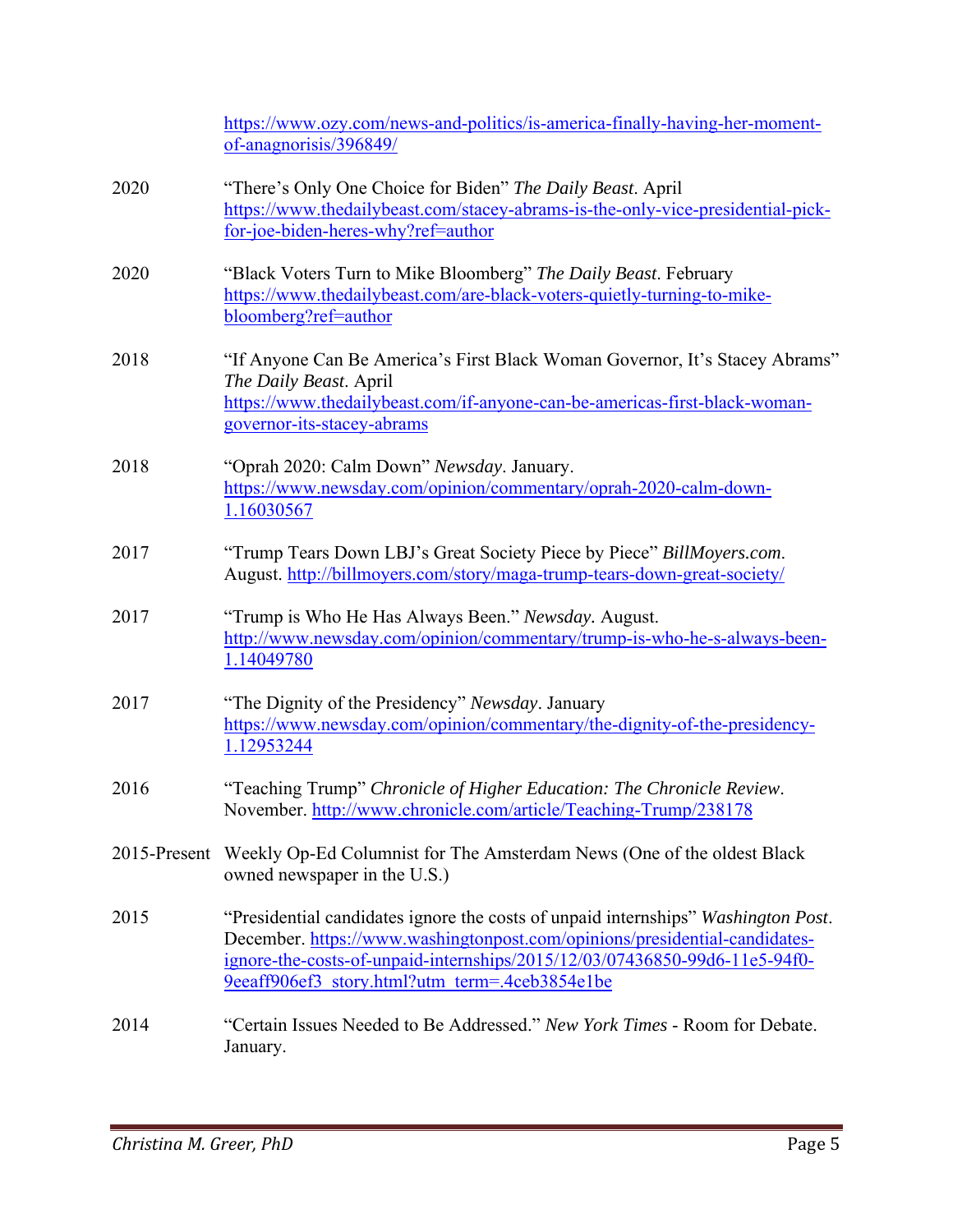https://www.ozy.com/news-and-politics/is-america-finally-having-her-moment-of-anagnorisis/396849/

2020 "There's Only One Choice for Biden" *The Daily Beast*. April https://www.thedailybeast.com/stacey-abrams-is-the-only-vice-presidential-pick-for-joe-biden-heres-why?ref=author

2020 "Black Voters Turn to Mike Bloomberg" *The Daily Beast*. February https://www.thedailybeast.com/are-black-voters-quietly-turning-to-mike-bloomberg?ref=author

2018 "If Anyone Can Be America's First Black Woman Governor, It's Stacey Abrams" *The Daily Beast*. April https://www.thedailybeast.com/if-anyone-can-be-americas-first-black-woman-governor-its-stacey-abrams

2018 "Oprah 2020: Calm Down" *Newsday*. January. https://www.newsday.com/opinion/commentary/oprah-2020-calm-down-1.16030567

2017 "Trump Tears Down LBJ's Great Society Piece by Piece" *BillMoyers.com*. August. http://billmoyers.com/story/maga-trump-tears-down-great-society/

2017 "Trump is Who He Has Always Been." *Newsday*. August. http://www.newsday.com/opinion/commentary/trump-is-who-he-s-always-been-1.14049780

2017 "The Dignity of the Presidency" *Newsday*. January https://www.newsday.com/opinion/commentary/the-dignity-of-the-presidency-1.12953244

2016 "Teaching Trump" *Chronicle of Higher Education: The Chronicle Review*. November. http://www.chronicle.com/article/Teaching-Trump/238178

2015-Present Weekly Op-Ed Columnist for The Amsterdam News (One of the oldest Black owned newspaper in the U.S.)

2015 "Presidential candidates ignore the costs of unpaid internships" *Washington Post*. December. https://www.washingtonpost.com/opinions/presidential-candidates-ignore-the-costs-of-unpaid-internships/2015/12/03/07436850-99d6-11e5-94f0-9eeaff906ef3_story.html?utm_term=.4ceb3854e1be

2014 "Certain Issues Needed to Be Addressed." *New York Times* - Room for Debate. January.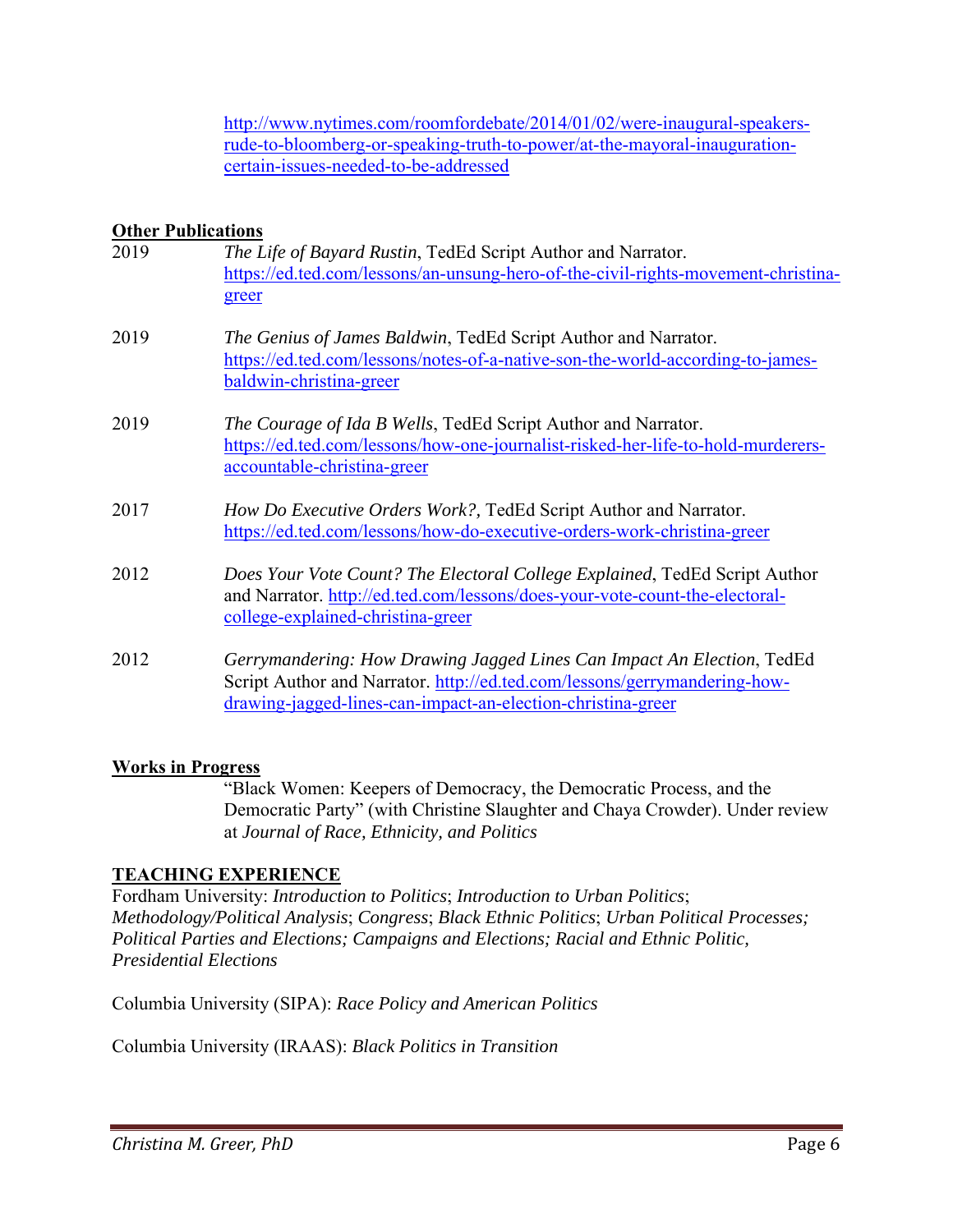http://www.nytimes.com/roomfordebate/2014/01/02/were-inaugural-speakers-rude-to-bloomberg-or-speaking-truth-to-power/at-the-mayoral-inauguration-certain-issues-needed-to-be-addressed

**Other Publications**

2019 *The Life of Bayard Rustin*, TedEd Script Author and Narrator. https://ed.ted.com/lessons/an-unsung-hero-of-the-civil-rights-movement-christina-greer

2019 *The Genius of James Baldwin*, TedEd Script Author and Narrator. https://ed.ted.com/lessons/notes-of-a-native-son-the-world-according-to-james-baldwin-christina-greer

2019 *The Courage of Ida B Wells*, TedEd Script Author and Narrator. https://ed.ted.com/lessons/how-one-journalist-risked-her-life-to-hold-murderers-accountable-christina-greer

2017 *How Do Executive Orders Work?*, TedEd Script Author and Narrator. https://ed.ted.com/lessons/how-do-executive-orders-work-christina-greer

2012 *Does Your Vote Count? The Electoral College Explained*, TedEd Script Author and Narrator. http://ed.ted.com/lessons/does-your-vote-count-the-electoral-college-explained-christina-greer

2012 *Gerrymandering: How Drawing Jagged Lines Can Impact An Election*, TedEd Script Author and Narrator. http://ed.ted.com/lessons/gerrymandering-how-drawing-jagged-lines-can-impact-an-election-christina-greer

**Works in Progress**

"Black Women: Keepers of Democracy, the Democratic Process, and the Democratic Party" (with Christine Slaughter and Chaya Crowder). Under review at *Journal of Race, Ethnicity, and Politics*

**TEACHING EXPERIENCE**

Fordham University: *Introduction to Politics*; *Introduction to Urban Politics*; *Methodology/Political Analysis*; *Congress*; *Black Ethnic Politics*; *Urban Political Processes; Political Parties and Elections; Campaigns and Elections; Racial and Ethnic Politic, Presidential Elections*

Columbia University (SIPA): *Race Policy and American Politics*

Columbia University (IRAAS): *Black Politics in Transition*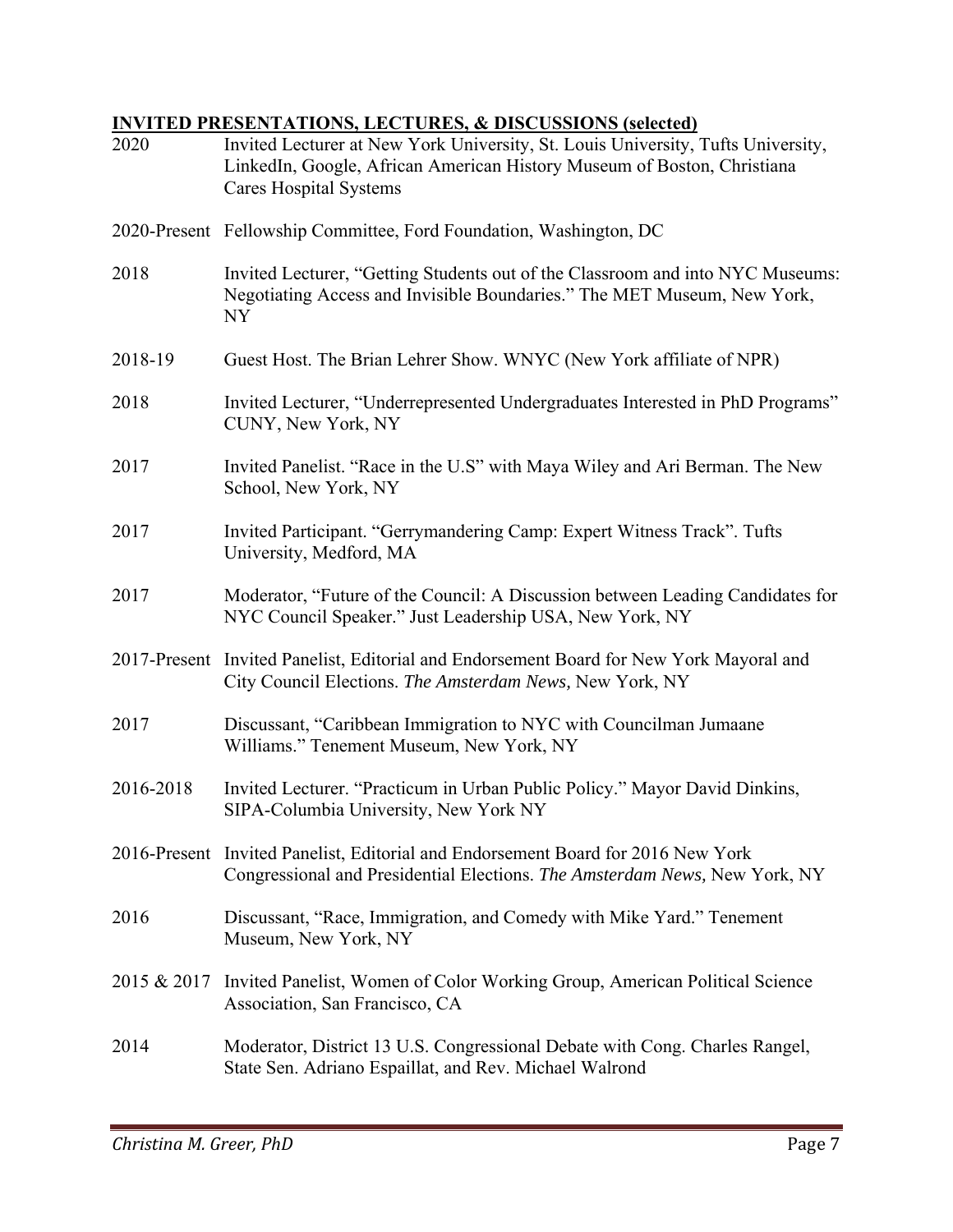## INVITED PRESENTATIONS, LECTURES, & DISCUSSIONS (selected)

2020 Invited Lecturer at New York University, St. Louis University, Tufts University, LinkedIn, Google, African American History Museum of Boston, Christiana Cares Hospital Systems

2020-Present Fellowship Committee, Ford Foundation, Washington, DC

2018 Invited Lecturer, "Getting Students out of the Classroom and into NYC Museums: Negotiating Access and Invisible Boundaries." The MET Museum, New York, NY

2018-19 Guest Host. The Brian Lehrer Show. WNYC (New York affiliate of NPR)

2018 Invited Lecturer, "Underrepresented Undergraduates Interested in PhD Programs" CUNY, New York, NY

2017 Invited Panelist. "Race in the U.S" with Maya Wiley and Ari Berman. The New School, New York, NY

2017 Invited Participant. "Gerrymandering Camp: Expert Witness Track". Tufts University, Medford, MA

2017 Moderator, "Future of the Council: A Discussion between Leading Candidates for NYC Council Speaker." Just Leadership USA, New York, NY

2017-Present Invited Panelist, Editorial and Endorsement Board for New York Mayoral and City Council Elections. *The Amsterdam News,* New York, NY

2017 Discussant, "Caribbean Immigration to NYC with Councilman Jumaane Williams." Tenement Museum, New York, NY

2016-2018 Invited Lecturer. "Practicum in Urban Public Policy." Mayor David Dinkins, SIPA-Columbia University, New York NY

2016-Present Invited Panelist, Editorial and Endorsement Board for 2016 New York Congressional and Presidential Elections. *The Amsterdam News,* New York, NY

2016 Discussant, "Race, Immigration, and Comedy with Mike Yard." Tenement Museum, New York, NY

2015 & 2017 Invited Panelist, Women of Color Working Group, American Political Science Association, San Francisco, CA

2014 Moderator, District 13 U.S. Congressional Debate with Cong. Charles Rangel, State Sen. Adriano Espaillat, and Rev. Michael Walrond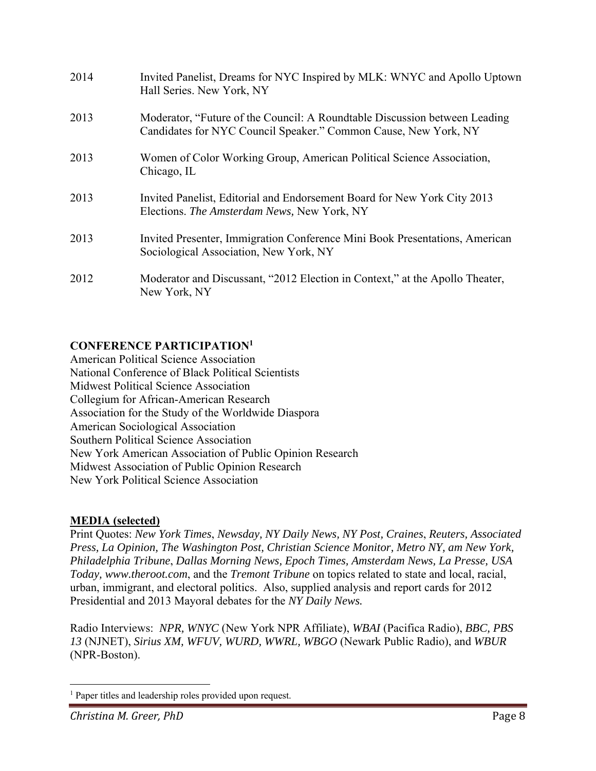2014 Invited Panelist, Dreams for NYC Inspired by MLK: WNYC and Apollo Uptown Hall Series. New York, NY

2013 Moderator, "Future of the Council: A Roundtable Discussion between Leading Candidates for NYC Council Speaker." Common Cause, New York, NY

2013 Women of Color Working Group, American Political Science Association, Chicago, IL

2013 Invited Panelist, Editorial and Endorsement Board for New York City 2013 Elections. *The Amsterdam News,* New York, NY

2013 Invited Presenter, Immigration Conference Mini Book Presentations, American Sociological Association, New York, NY

2012 Moderator and Discussant, "2012 Election in Context," at the Apollo Theater, New York, NY

**CONFERENCE PARTICIPATION**[1]

American Political Science Association
National Conference of Black Political Scientists
Midwest Political Science Association
Collegium for African-American Research
Association for the Study of the Worldwide Diaspora
American Sociological Association
Southern Political Science Association
New York American Association of Public Opinion Research
Midwest Association of Public Opinion Research
New York Political Science Association

**MEDIA (selected)**

Print Quotes: *New York Times*, *Newsday, NY Daily News, NY Post, Craines*, *Reuters, Associated Press, La Opinion, The Washington Post, Christian Science Monitor*, *Metro NY, am New York, Philadelphia Tribune*, *Dallas Morning News, Epoch Times, Amsterdam News, La Presse, USA Today, www.theroot.com*, and the *Tremont Tribune* on topics related to state and local, racial, urban, immigrant, and electoral politics. Also, supplied analysis and report cards for 2012 Presidential and 2013 Mayoral debates for the *NY Daily News.*

Radio Interviews: *NPR, WNYC* (New York NPR Affiliate), *WBAI* (Pacifica Radio), *BBC, PBS 13* (NJNET), *Sirius XM, WFUV, WURD, WWRL, WBGO* (Newark Public Radio), and *WBUR* (NPR-Boston).

[1] Paper titles and leadership roles provided upon request.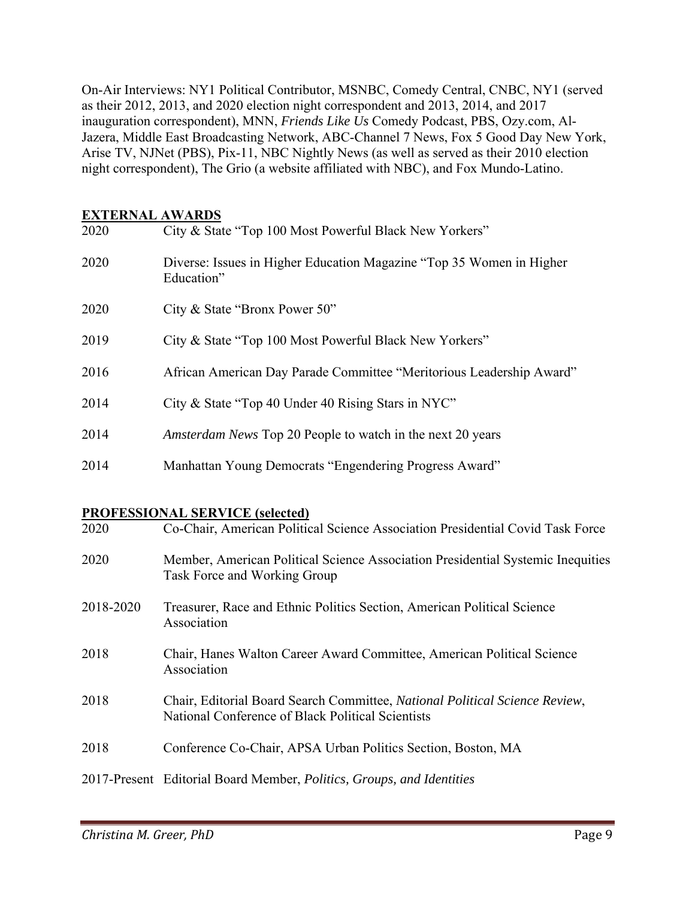On-Air Interviews: NY1 Political Contributor, MSNBC, Comedy Central, CNBC, NY1 (served as their 2012, 2013, and 2020 election night correspondent and 2013, 2014, and 2017 inauguration correspondent), MNN, *Friends Like Us* Comedy Podcast, PBS, Ozy.com, Al-Jazera, Middle East Broadcasting Network, ABC-Channel 7 News, Fox 5 Good Day New York, Arise TV, NJNet (PBS), Pix-11, NBC Nightly News (as well as served as their 2010 election night correspondent), The Grio (a website affiliated with NBC), and Fox Mundo-Latino.

## EXTERNAL AWARDS

| | |
|---|---|
| 2020 | City & State "Top 100 Most Powerful Black New Yorkers" |
| 2020 | Diverse: Issues in Higher Education Magazine "Top 35 Women in Higher Education" |
| 2020 | City & State "Bronx Power 50" |
| 2019 | City & State "Top 100 Most Powerful Black New Yorkers" |
| 2016 | African American Day Parade Committee "Meritorious Leadership Award" |
| 2014 | City & State "Top 40 Under 40 Rising Stars in NYC" |
| 2014 | *Amsterdam News* Top 20 People to watch in the next 20 years |
| 2014 | Manhattan Young Democrats "Engendering Progress Award" |

## PROFESSIONAL SERVICE (selected)

| | |
|---|---|
| 2020 | Co-Chair, American Political Science Association Presidential Covid Task Force |
| 2020 | Member, American Political Science Association Presidential Systemic Inequities Task Force and Working Group |
| 2018-2020 | Treasurer, Race and Ethnic Politics Section, American Political Science Association |
| 2018 | Chair, Hanes Walton Career Award Committee, American Political Science Association |
| 2018 | Chair, Editorial Board Search Committee, *National Political Science Review*, National Conference of Black Political Scientists |
| 2018 | Conference Co-Chair, APSA Urban Politics Section, Boston, MA |
| 2017-Present | Editorial Board Member, *Politics, Groups, and Identities* |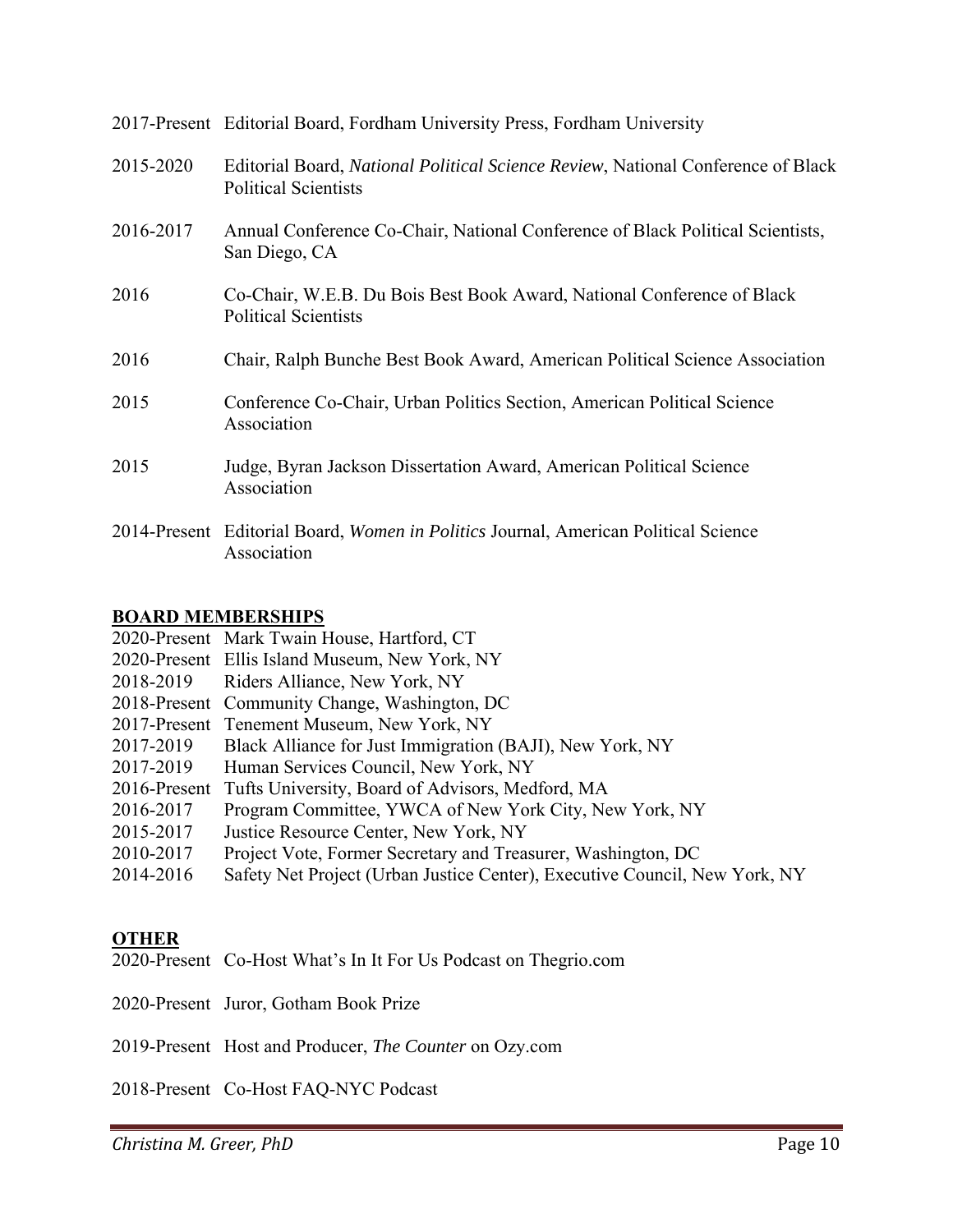2017-Present Editorial Board, Fordham University Press, Fordham University

2015-2020 Editorial Board, *National Political Science Review*, National Conference of Black Political Scientists

2016-2017 Annual Conference Co-Chair, National Conference of Black Political Scientists, San Diego, CA

2016 Co-Chair, W.E.B. Du Bois Best Book Award, National Conference of Black Political Scientists

2016 Chair, Ralph Bunche Best Book Award, American Political Science Association

2015 Conference Co-Chair, Urban Politics Section, American Political Science Association

2015 Judge, Byran Jackson Dissertation Award, American Political Science Association

2014-Present Editorial Board, *Women in Politics* Journal, American Political Science Association

## BOARD MEMBERSHIPS

2020-Present Mark Twain House, Hartford, CT
2020-Present Ellis Island Museum, New York, NY
2018-2019 Riders Alliance, New York, NY
2018-Present Community Change, Washington, DC
2017-Present Tenement Museum, New York, NY
2017-2019 Black Alliance for Just Immigration (BAJI), New York, NY
2017-2019 Human Services Council, New York, NY
2016-Present Tufts University, Board of Advisors, Medford, MA
2016-2017 Program Committee, YWCA of New York City, New York, NY
2015-2017 Justice Resource Center, New York, NY
2010-2017 Project Vote, Former Secretary and Treasurer, Washington, DC
2014-2016 Safety Net Project (Urban Justice Center), Executive Council, New York, NY

## OTHER

2020-Present Co-Host What's In It For Us Podcast on Thegrio.com

2020-Present Juror, Gotham Book Prize

2019-Present Host and Producer, *The Counter* on Ozy.com

2018-Present Co-Host FAQ-NYC Podcast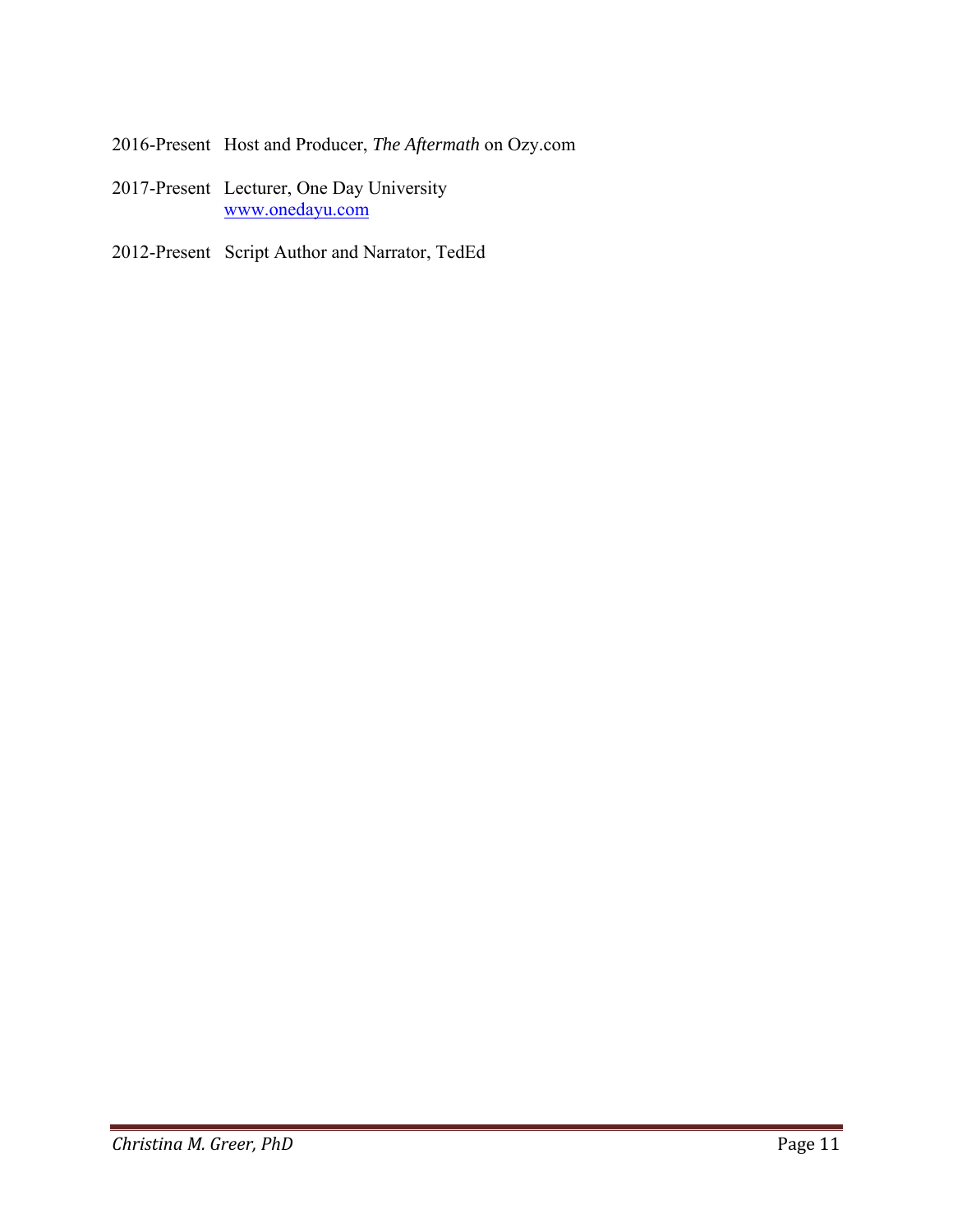2016-Present Host and Producer, *The Aftermath* on Ozy.com

2017-Present Lecturer, One Day University
www.onedayu.com

2012-Present Script Author and Narrator, TedEd